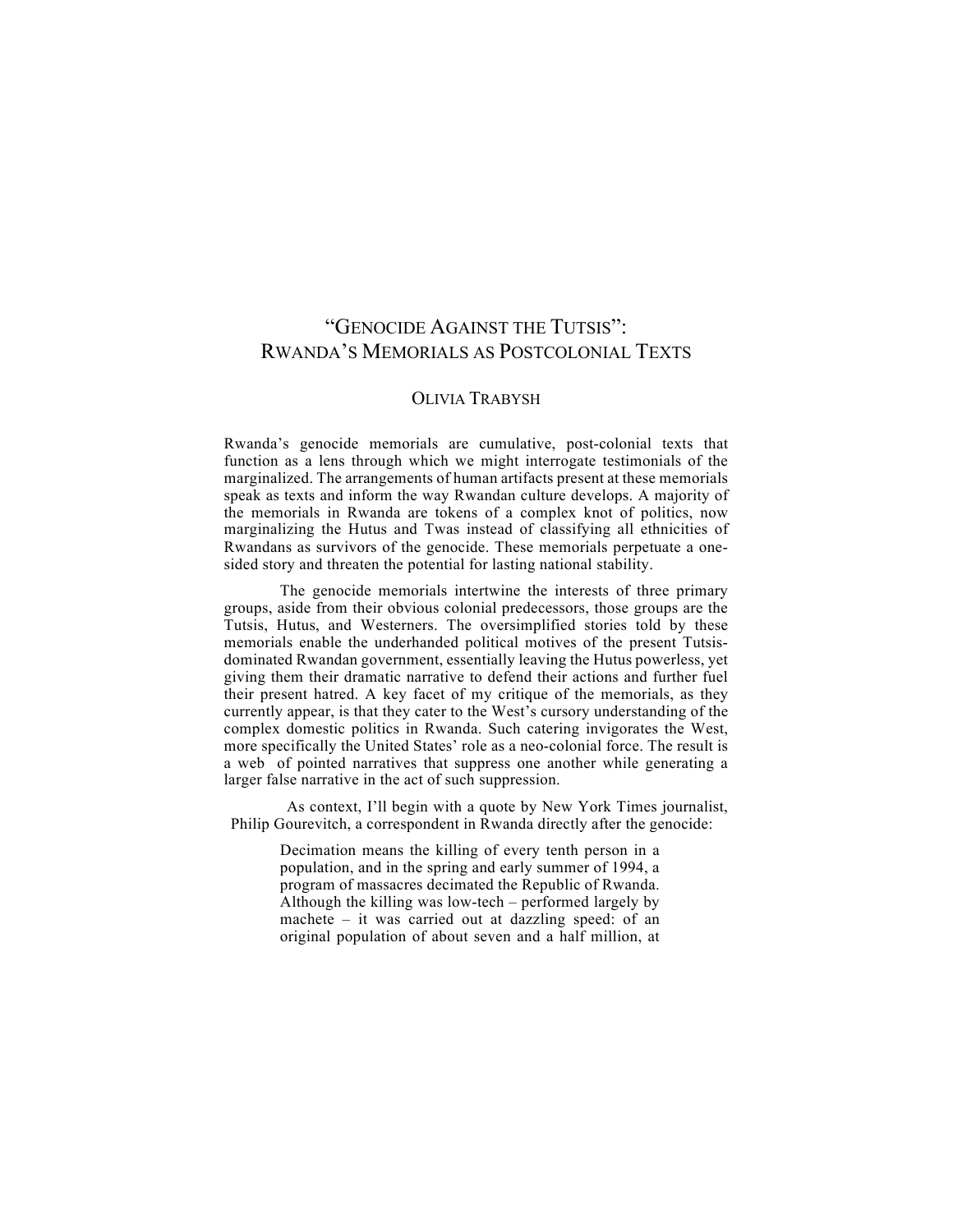# "GENOCIDE AGAINST THE TUTSIS": RWANDA'S MEMORIALS AS POSTCOLONIAL TEXTS

OLIVIA TRABYSH

Rwanda's genocide memorials are cumulative, post-colonial texts that function as a lens through which we might interrogate testimonials of the marginalized. The arrangements of human artifacts present at these memorials speak as texts and inform the way Rwandan culture develops. A majority of the memorials in Rwanda are tokens of a complex knot of politics, now marginalizing the Hutus and Twas instead of classifying all ethnicities of Rwandans as survivors of the genocide. These memorials perpetuate a one-sided story and threaten the potential for lasting national stability.

The genocide memorials intertwine the interests of three primary groups, aside from their obvious colonial predecessors, those groups are the Tutsis, Hutus, and Westerners. The oversimplified stories told by these memorials enable the underhanded political motives of the present Tutsis-dominated Rwandan government, essentially leaving the Hutus powerless, yet giving them their dramatic narrative to defend their actions and further fuel their present hatred. A key facet of my critique of the memorials, as they currently appear, is that they cater to the West's cursory understanding of the complex domestic politics in Rwanda. Such catering invigorates the West, more specifically the United States' role as a neo-colonial force. The result is a web of pointed narratives that suppress one another while generating a larger false narrative in the act of such suppression.

As context, I'll begin with a quote by New York Times journalist, Philip Gourevitch, a correspondent in Rwanda directly after the genocide:

> Decimation means the killing of every tenth person in a population, and in the spring and early summer of 1994, a program of massacres decimated the Republic of Rwanda. Although the killing was low-tech – performed largely by machete – it was carried out at dazzling speed: of an original population of about seven and a half million, at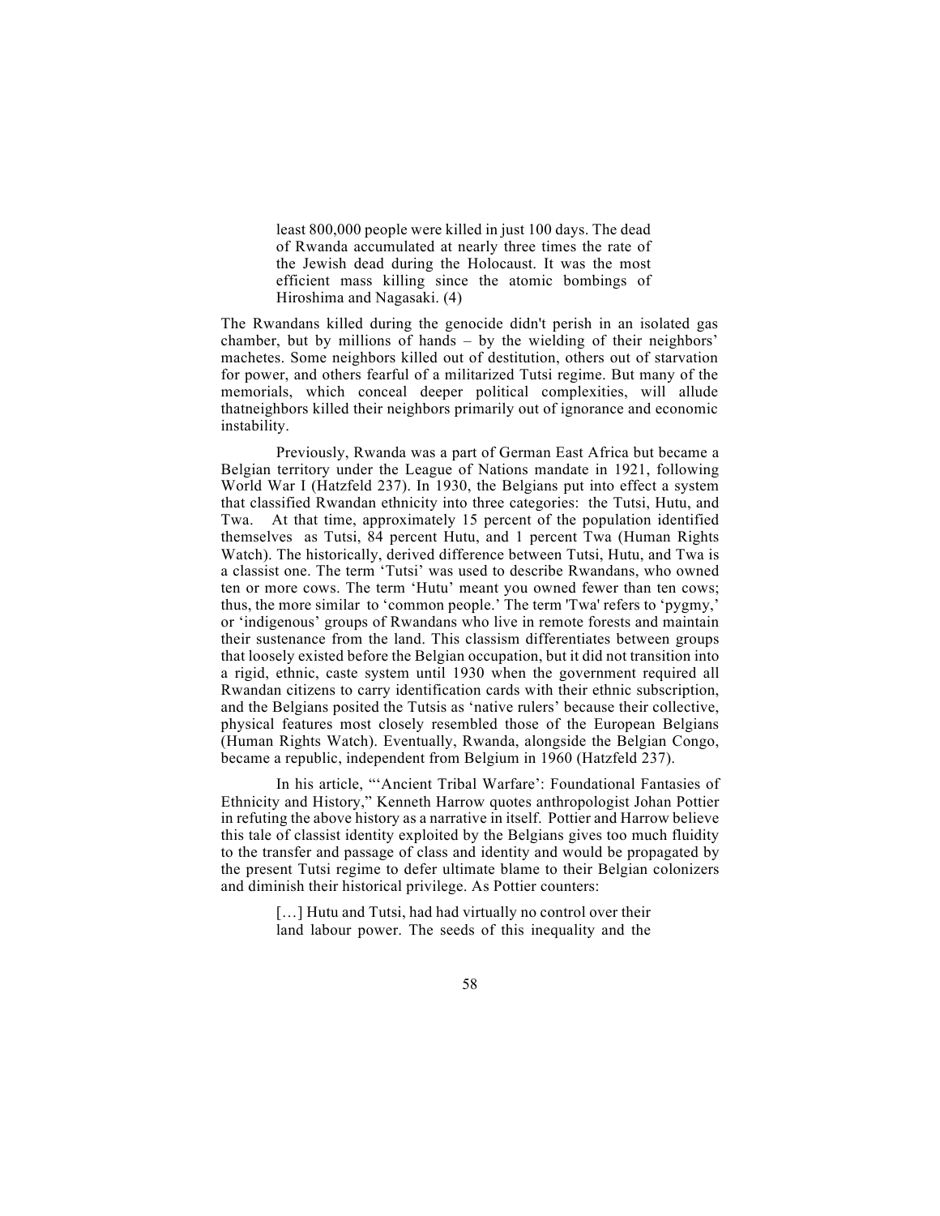> least 800,000 people were killed in just 100 days. The dead of Rwanda accumulated at nearly three times the rate of the Jewish dead during the Holocaust. It was the most efficient mass killing since the atomic bombings of Hiroshima and Nagasaki. (4)

The Rwandans killed during the genocide didn't perish in an isolated gas chamber, but by millions of hands – by the wielding of their neighbors' machetes. Some neighbors killed out of destitution, others out of starvation for power, and others fearful of a militarized Tutsi regime. But many of the memorials, which conceal deeper political complexities, will allude thatneighbors killed their neighbors primarily out of ignorance and economic instability.

Previously, Rwanda was a part of German East Africa but became a Belgian territory under the League of Nations mandate in 1921, following World War I (Hatzfeld 237). In 1930, the Belgians put into effect a system that classified Rwandan ethnicity into three categories: the Tutsi, Hutu, and Twa. At that time, approximately 15 percent of the population identified themselves as Tutsi, 84 percent Hutu, and 1 percent Twa (Human Rights Watch). The historically, derived difference between Tutsi, Hutu, and Twa is a classist one. The term 'Tutsi' was used to describe Rwandans, who owned ten or more cows. The term 'Hutu' meant you owned fewer than ten cows; thus, the more similar to 'common people.' The term 'Twa' refers to 'pygmy,' or 'indigenous' groups of Rwandans who live in remote forests and maintain their sustenance from the land. This classism differentiates between groups that loosely existed before the Belgian occupation, but it did not transition into a rigid, ethnic, caste system until 1930 when the government required all Rwandan citizens to carry identification cards with their ethnic subscription, and the Belgians posited the Tutsis as 'native rulers' because their collective, physical features most closely resembled those of the European Belgians (Human Rights Watch). Eventually, Rwanda, alongside the Belgian Congo, became a republic, independent from Belgium in 1960 (Hatzfeld 237).

In his article, "'Ancient Tribal Warfare': Foundational Fantasies of Ethnicity and History," Kenneth Harrow quotes anthropologist Johan Pottier in refuting the above history as a narrative in itself. Pottier and Harrow believe this tale of classist identity exploited by the Belgians gives too much fluidity to the transfer and passage of class and identity and would be propagated by the present Tutsi regime to defer ultimate blame to their Belgian colonizers and diminish their historical privilege. As Pottier counters:

> […] Hutu and Tutsi, had had virtually no control over their land labour power. The seeds of this inequality and the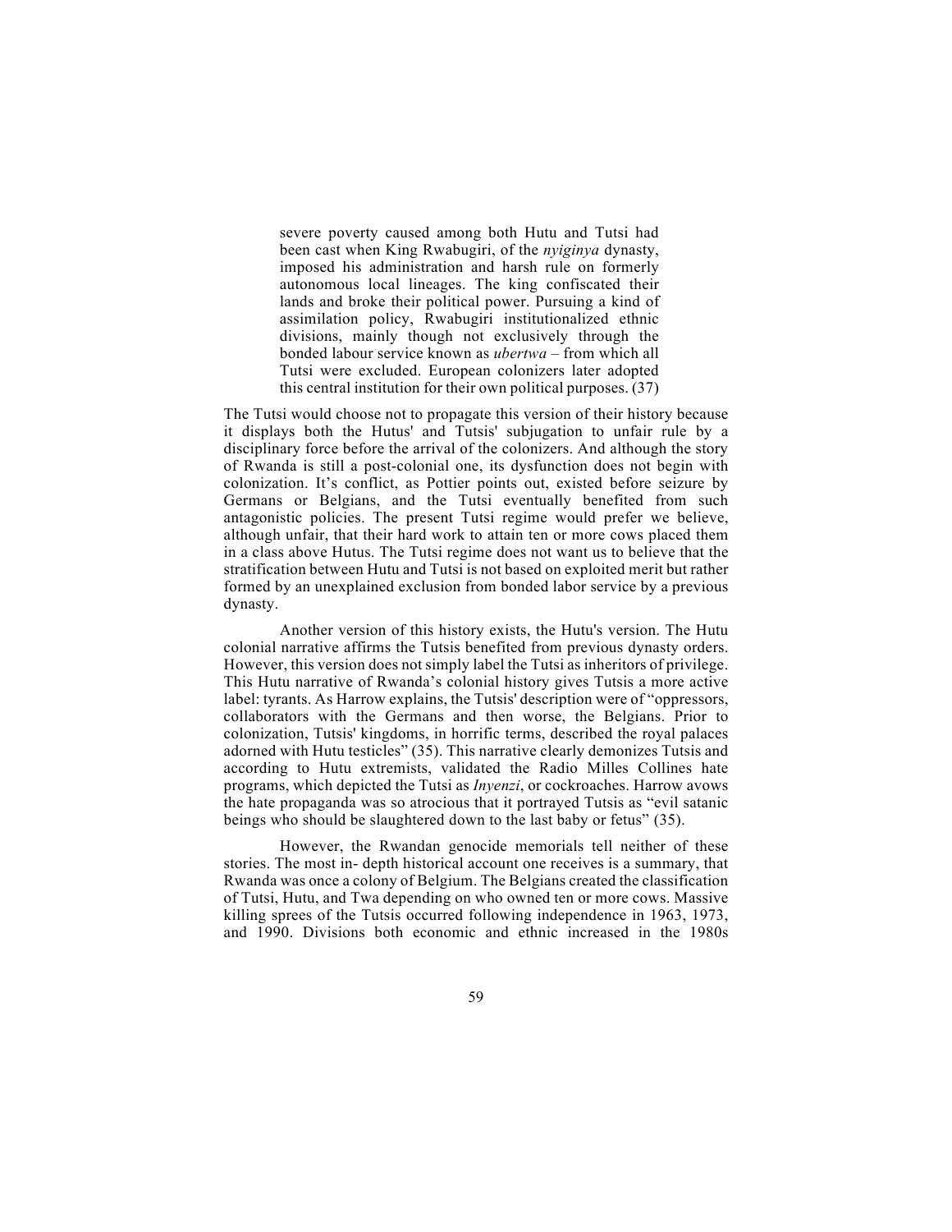> severe poverty caused among both Hutu and Tutsi had been cast when King Rwabugiri, of the *nyiginya* dynasty, imposed his administration and harsh rule on formerly autonomous local lineages. The king confiscated their lands and broke their political power. Pursuing a kind of assimilation policy, Rwabugiri institutionalized ethnic divisions, mainly though not exclusively through the bonded labour service known as *ubertwa* – from which all Tutsi were excluded. European colonizers later adopted this central institution for their own political purposes. (37)

The Tutsi would choose not to propagate this version of their history because it displays both the Hutus' and Tutsis' subjugation to unfair rule by a disciplinary force before the arrival of the colonizers. And although the story of Rwanda is still a post-colonial one, its dysfunction does not begin with colonization. It's conflict, as Pottier points out, existed before seizure by Germans or Belgians, and the Tutsi eventually benefited from such antagonistic policies. The present Tutsi regime would prefer we believe, although unfair, that their hard work to attain ten or more cows placed them in a class above Hutus. The Tutsi regime does not want us to believe that the stratification between Hutu and Tutsi is not based on exploited merit but rather formed by an unexplained exclusion from bonded labor service by a previous dynasty.

Another version of this history exists, the Hutu's version. The Hutu colonial narrative affirms the Tutsis benefited from previous dynasty orders. However, this version does not simply label the Tutsi as inheritors of privilege. This Hutu narrative of Rwanda's colonial history gives Tutsis a more active label: tyrants. As Harrow explains, the Tutsis' description were of "oppressors, collaborators with the Germans and then worse, the Belgians. Prior to colonization, Tutsis' kingdoms, in horrific terms, described the royal palaces adorned with Hutu testicles" (35). This narrative clearly demonizes Tutsis and according to Hutu extremists, validated the Radio Milles Collines hate programs, which depicted the Tutsi as *Inyenzi*, or cockroaches. Harrow avows the hate propaganda was so atrocious that it portrayed Tutsis as "evil satanic beings who should be slaughtered down to the last baby or fetus" (35).

However, the Rwandan genocide memorials tell neither of these stories. The most in- depth historical account one receives is a summary, that Rwanda was once a colony of Belgium. The Belgians created the classification of Tutsi, Hutu, and Twa depending on who owned ten or more cows. Massive killing sprees of the Tutsis occurred following independence in 1963, 1973, and 1990. Divisions both economic and ethnic increased in the 1980s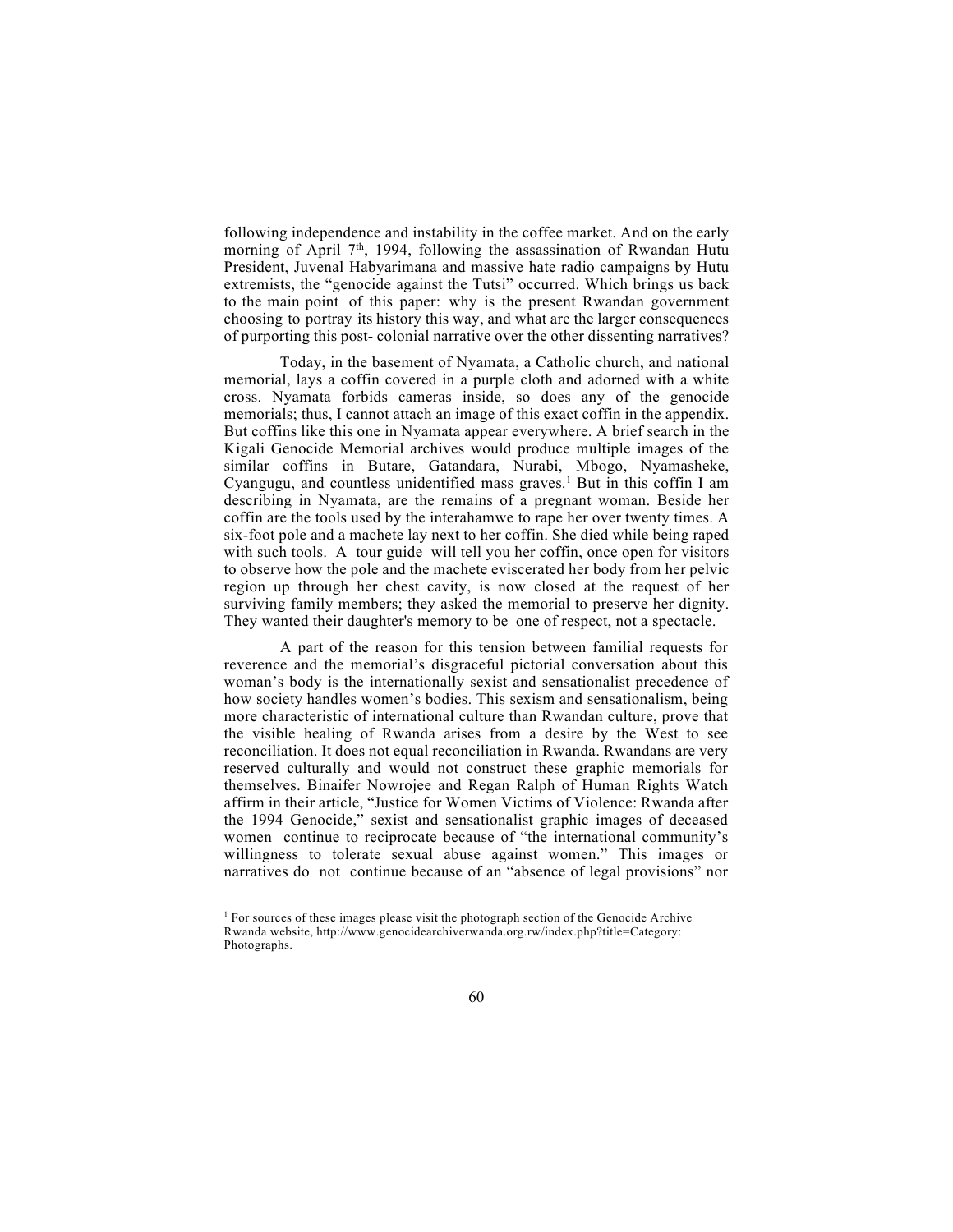following independence and instability in the coffee market. And on the early morning of April 7th, 1994, following the assassination of Rwandan Hutu President, Juvenal Habyarimana and massive hate radio campaigns by Hutu extremists, the "genocide against the Tutsi" occurred. Which brings us back to the main point of this paper: why is the present Rwandan government choosing to portray its history this way, and what are the larger consequences of purporting this post- colonial narrative over the other dissenting narratives?

Today, in the basement of Nyamata, a Catholic church, and national memorial, lays a coffin covered in a purple cloth and adorned with a white cross. Nyamata forbids cameras inside, so does any of the genocide memorials; thus, I cannot attach an image of this exact coffin in the appendix. But coffins like this one in Nyamata appear everywhere. A brief search in the Kigali Genocide Memorial archives would produce multiple images of the similar coffins in Butare, Gatandara, Nurabi, Mbogo, Nyamasheke, Cyangugu, and countless unidentified mass graves.[1] But in this coffin I am describing in Nyamata, are the remains of a pregnant woman. Beside her coffin are the tools used by the interahamwe to rape her over twenty times. A six-foot pole and a machete lay next to her coffin. She died while being raped with such tools. A tour guide will tell you her coffin, once open for visitors to observe how the pole and the machete eviscerated her body from her pelvic region up through her chest cavity, is now closed at the request of her surviving family members; they asked the memorial to preserve her dignity. They wanted their daughter's memory to be one of respect, not a spectacle.

A part of the reason for this tension between familial requests for reverence and the memorial's disgraceful pictorial conversation about this woman's body is the internationally sexist and sensationalist precedence of how society handles women's bodies. This sexism and sensationalism, being more characteristic of international culture than Rwandan culture, prove that the visible healing of Rwanda arises from a desire by the West to see reconciliation. It does not equal reconciliation in Rwanda. Rwandans are very reserved culturally and would not construct these graphic memorials for themselves. Binaifer Nowrojee and Regan Ralph of Human Rights Watch affirm in their article, "Justice for Women Victims of Violence: Rwanda after the 1994 Genocide," sexist and sensationalist graphic images of deceased women continue to reciprocate because of "the international community's willingness to tolerate sexual abuse against women." This images or narratives do not continue because of an "absence of legal provisions" nor

[1] For sources of these images please visit the photograph section of the Genocide Archive Rwanda website, http://www.genocidearchiverwanda.org.rw/index.php?title=Category:Photographs.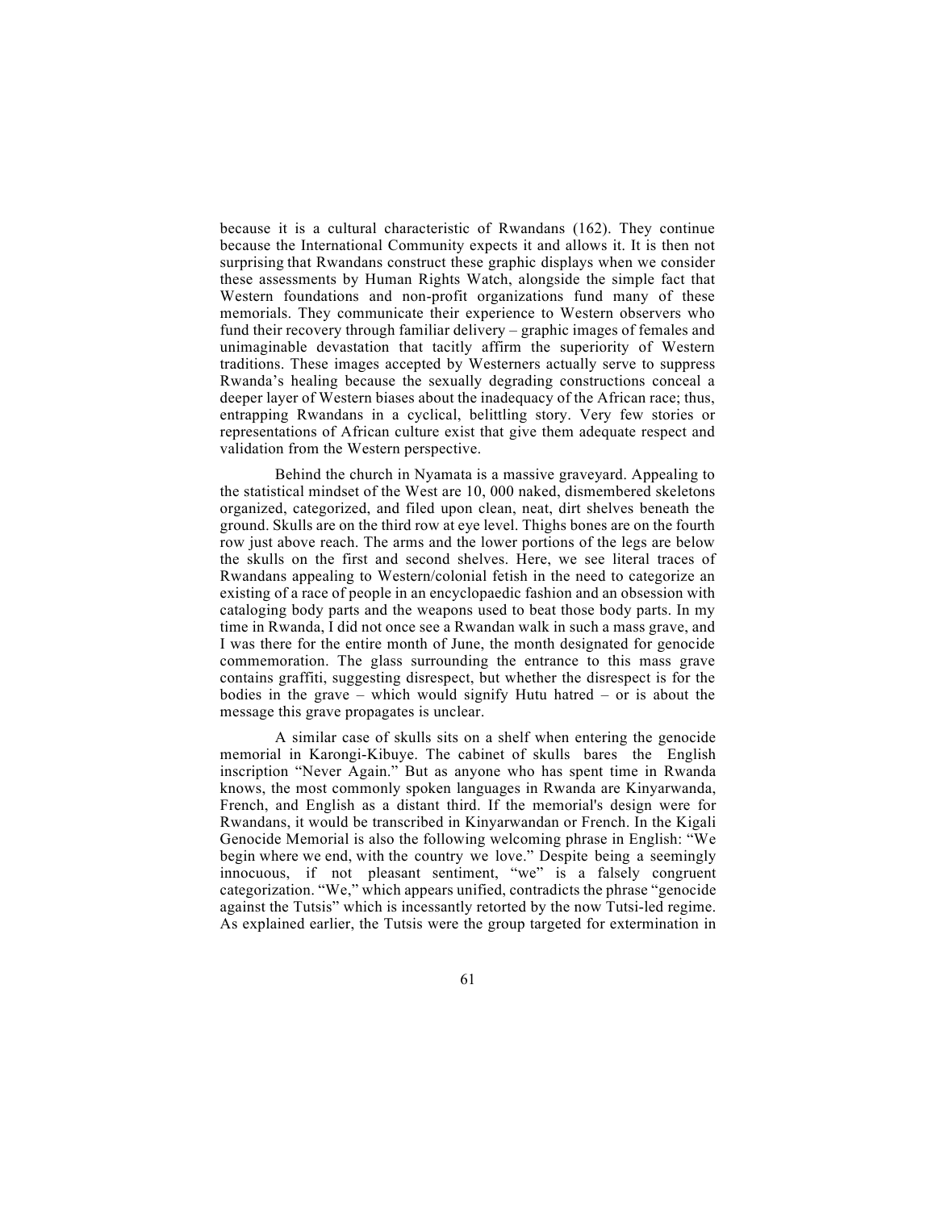because it is a cultural characteristic of Rwandans (162). They continue because the International Community expects it and allows it. It is then not surprising that Rwandans construct these graphic displays when we consider these assessments by Human Rights Watch, alongside the simple fact that Western foundations and non-profit organizations fund many of these memorials. They communicate their experience to Western observers who fund their recovery through familiar delivery – graphic images of females and unimaginable devastation that tacitly affirm the superiority of Western traditions. These images accepted by Westerners actually serve to suppress Rwanda's healing because the sexually degrading constructions conceal a deeper layer of Western biases about the inadequacy of the African race; thus, entrapping Rwandans in a cyclical, belittling story. Very few stories or representations of African culture exist that give them adequate respect and validation from the Western perspective.

Behind the church in Nyamata is a massive graveyard. Appealing to the statistical mindset of the West are 10, 000 naked, dismembered skeletons organized, categorized, and filed upon clean, neat, dirt shelves beneath the ground. Skulls are on the third row at eye level. Thighs bones are on the fourth row just above reach. The arms and the lower portions of the legs are below the skulls on the first and second shelves. Here, we see literal traces of Rwandans appealing to Western/colonial fetish in the need to categorize an existing of a race of people in an encyclopaedic fashion and an obsession with cataloging body parts and the weapons used to beat those body parts. In my time in Rwanda, I did not once see a Rwandan walk in such a mass grave, and I was there for the entire month of June, the month designated for genocide commemoration. The glass surrounding the entrance to this mass grave contains graffiti, suggesting disrespect, but whether the disrespect is for the bodies in the grave – which would signify Hutu hatred – or is about the message this grave propagates is unclear.

A similar case of skulls sits on a shelf when entering the genocide memorial in Karongi-Kibuye. The cabinet of skulls bares the English inscription "Never Again." But as anyone who has spent time in Rwanda knows, the most commonly spoken languages in Rwanda are Kinyarwanda, French, and English as a distant third. If the memorial's design were for Rwandans, it would be transcribed in Kinyarwandan or French. In the Kigali Genocide Memorial is also the following welcoming phrase in English: "We begin where we end, with the country we love." Despite being a seemingly innocuous, if not pleasant sentiment, "we" is a falsely congruent categorization. "We," which appears unified, contradicts the phrase "genocide against the Tutsis" which is incessantly retorted by the now Tutsi-led regime. As explained earlier, the Tutsis were the group targeted for extermination in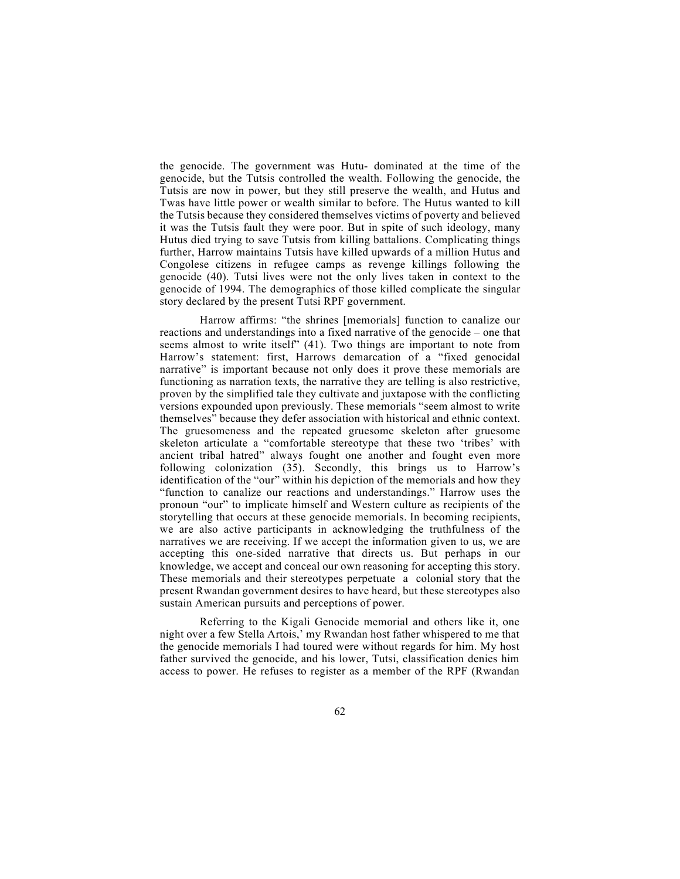the genocide. The government was Hutu- dominated at the time of the genocide, but the Tutsis controlled the wealth. Following the genocide, the Tutsis are now in power, but they still preserve the wealth, and Hutus and Twas have little power or wealth similar to before. The Hutus wanted to kill the Tutsis because they considered themselves victims of poverty and believed it was the Tutsis fault they were poor. But in spite of such ideology, many Hutus died trying to save Tutsis from killing battalions. Complicating things further, Harrow maintains Tutsis have killed upwards of a million Hutus and Congolese citizens in refugee camps as revenge killings following the genocide (40). Tutsi lives were not the only lives taken in context to the genocide of 1994. The demographics of those killed complicate the singular story declared by the present Tutsi RPF government.

Harrow affirms: "the shrines [memorials] function to canalize our reactions and understandings into a fixed narrative of the genocide – one that seems almost to write itself" (41). Two things are important to note from Harrow's statement: first, Harrows demarcation of a "fixed genocidal narrative" is important because not only does it prove these memorials are functioning as narration texts, the narrative they are telling is also restrictive, proven by the simplified tale they cultivate and juxtapose with the conflicting versions expounded upon previously. These memorials "seem almost to write themselves" because they defer association with historical and ethnic context. The gruesomeness and the repeated gruesome skeleton after gruesome skeleton articulate a "comfortable stereotype that these two 'tribes' with ancient tribal hatred" always fought one another and fought even more following colonization (35). Secondly, this brings us to Harrow's identification of the "our" within his depiction of the memorials and how they "function to canalize our reactions and understandings." Harrow uses the pronoun "our" to implicate himself and Western culture as recipients of the storytelling that occurs at these genocide memorials. In becoming recipients, we are also active participants in acknowledging the truthfulness of the narratives we are receiving. If we accept the information given to us, we are accepting this one-sided narrative that directs us. But perhaps in our knowledge, we accept and conceal our own reasoning for accepting this story. These memorials and their stereotypes perpetuate a colonial story that the present Rwandan government desires to have heard, but these stereotypes also sustain American pursuits and perceptions of power.

Referring to the Kigali Genocide memorial and others like it, one night over a few Stella Artois,' my Rwandan host father whispered to me that the genocide memorials I had toured were without regards for him. My host father survived the genocide, and his lower, Tutsi, classification denies him access to power. He refuses to register as a member of the RPF (Rwandan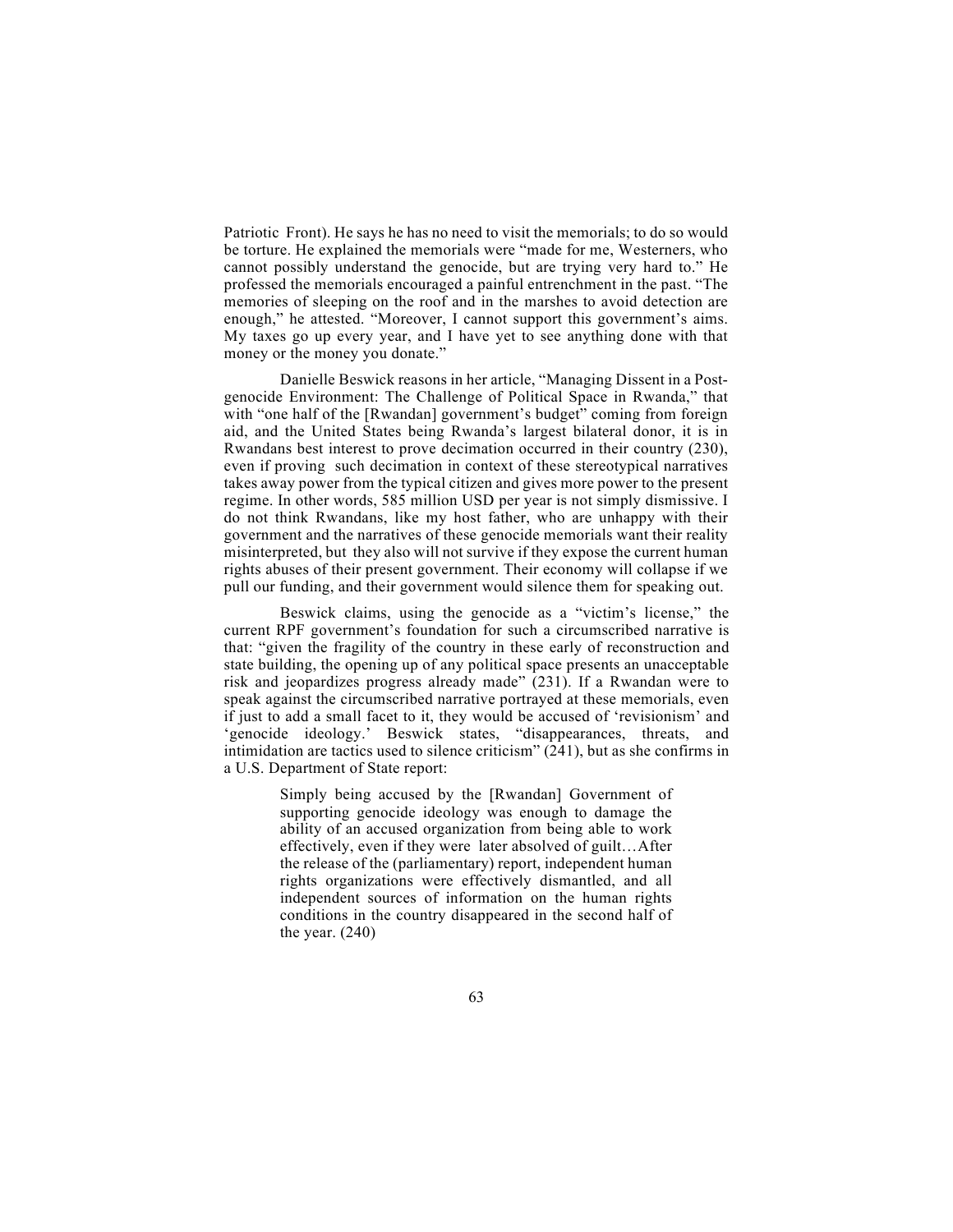Patriotic Front). He says he has no need to visit the memorials; to do so would be torture. He explained the memorials were "made for me, Westerners, who cannot possibly understand the genocide, but are trying very hard to." He professed the memorials encouraged a painful entrenchment in the past. "The memories of sleeping on the roof and in the marshes to avoid detection are enough," he attested. "Moreover, I cannot support this government's aims. My taxes go up every year, and I have yet to see anything done with that money or the money you donate."

Danielle Beswick reasons in her article, "Managing Dissent in a Post-genocide Environment: The Challenge of Political Space in Rwanda," that with "one half of the [Rwandan] government's budget" coming from foreign aid, and the United States being Rwanda's largest bilateral donor, it is in Rwandans best interest to prove decimation occurred in their country (230), even if proving such decimation in context of these stereotypical narratives takes away power from the typical citizen and gives more power to the present regime. In other words, 585 million USD per year is not simply dismissive. I do not think Rwandans, like my host father, who are unhappy with their government and the narratives of these genocide memorials want their reality misinterpreted, but they also will not survive if they expose the current human rights abuses of their present government. Their economy will collapse if we pull our funding, and their government would silence them for speaking out.

Beswick claims, using the genocide as a "victim's license," the current RPF government's foundation for such a circumscribed narrative is that: "given the fragility of the country in these early of reconstruction and state building, the opening up of any political space presents an unacceptable risk and jeopardizes progress already made" (231). If a Rwandan were to speak against the circumscribed narrative portrayed at these memorials, even if just to add a small facet to it, they would be accused of 'revisionism' and 'genocide ideology.' Beswick states, "disappearances, threats, and intimidation are tactics used to silence criticism" (241), but as she confirms in a U.S. Department of State report:

> Simply being accused by the [Rwandan] Government of supporting genocide ideology was enough to damage the ability of an accused organization from being able to work effectively, even if they were later absolved of guilt…After the release of the (parliamentary) report, independent human rights organizations were effectively dismantled, and all independent sources of information on the human rights conditions in the country disappeared in the second half of the year. (240)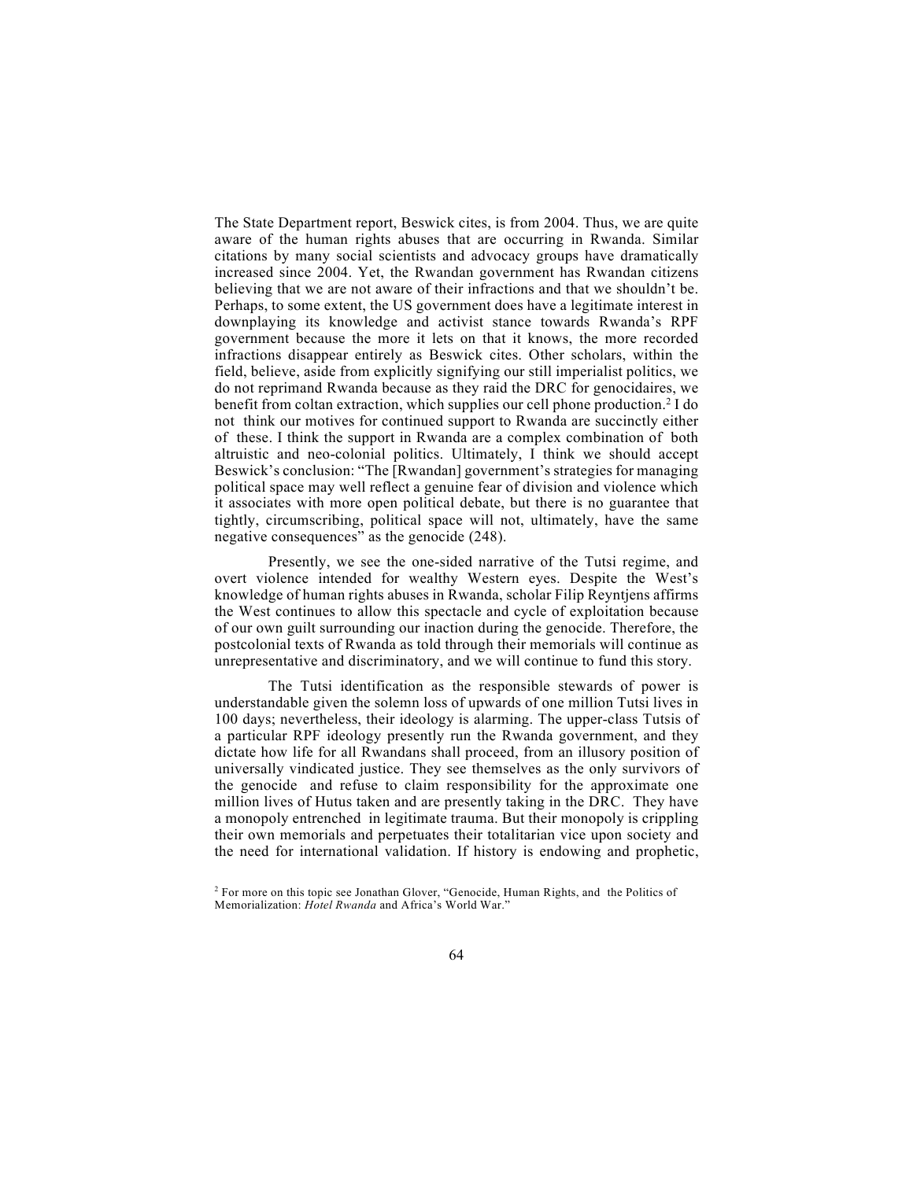The State Department report, Beswick cites, is from 2004. Thus, we are quite aware of the human rights abuses that are occurring in Rwanda. Similar citations by many social scientists and advocacy groups have dramatically increased since 2004. Yet, the Rwandan government has Rwandan citizens believing that we are not aware of their infractions and that we shouldn't be. Perhaps, to some extent, the US government does have a legitimate interest in downplaying its knowledge and activist stance towards Rwanda's RPF government because the more it lets on that it knows, the more recorded infractions disappear entirely as Beswick cites. Other scholars, within the field, believe, aside from explicitly signifying our still imperialist politics, we do not reprimand Rwanda because as they raid the DRC for genocidaires, we benefit from coltan extraction, which supplies our cell phone production.[2] I do not think our motives for continued support to Rwanda are succinctly either of these. I think the support in Rwanda are a complex combination of both altruistic and neo-colonial politics. Ultimately, I think we should accept Beswick's conclusion: "The [Rwandan] government's strategies for managing political space may well reflect a genuine fear of division and violence which it associates with more open political debate, but there is no guarantee that tightly, circumscribing, political space will not, ultimately, have the same negative consequences" as the genocide (248).

Presently, we see the one-sided narrative of the Tutsi regime, and overt violence intended for wealthy Western eyes. Despite the West's knowledge of human rights abuses in Rwanda, scholar Filip Reyntjens affirms the West continues to allow this spectacle and cycle of exploitation because of our own guilt surrounding our inaction during the genocide. Therefore, the postcolonial texts of Rwanda as told through their memorials will continue as unrepresentative and discriminatory, and we will continue to fund this story.

The Tutsi identification as the responsible stewards of power is understandable given the solemn loss of upwards of one million Tutsi lives in 100 days; nevertheless, their ideology is alarming. The upper-class Tutsis of a particular RPF ideology presently run the Rwanda government, and they dictate how life for all Rwandans shall proceed, from an illusory position of universally vindicated justice. They see themselves as the only survivors of the genocide and refuse to claim responsibility for the approximate one million lives of Hutus taken and are presently taking in the DRC. They have a monopoly entrenched in legitimate trauma. But their monopoly is crippling their own memorials and perpetuates their totalitarian vice upon society and the need for international validation. If history is endowing and prophetic,

[2] For more on this topic see Jonathan Glover, "Genocide, Human Rights, and the Politics of Memorialization: *Hotel Rwanda* and Africa's World War."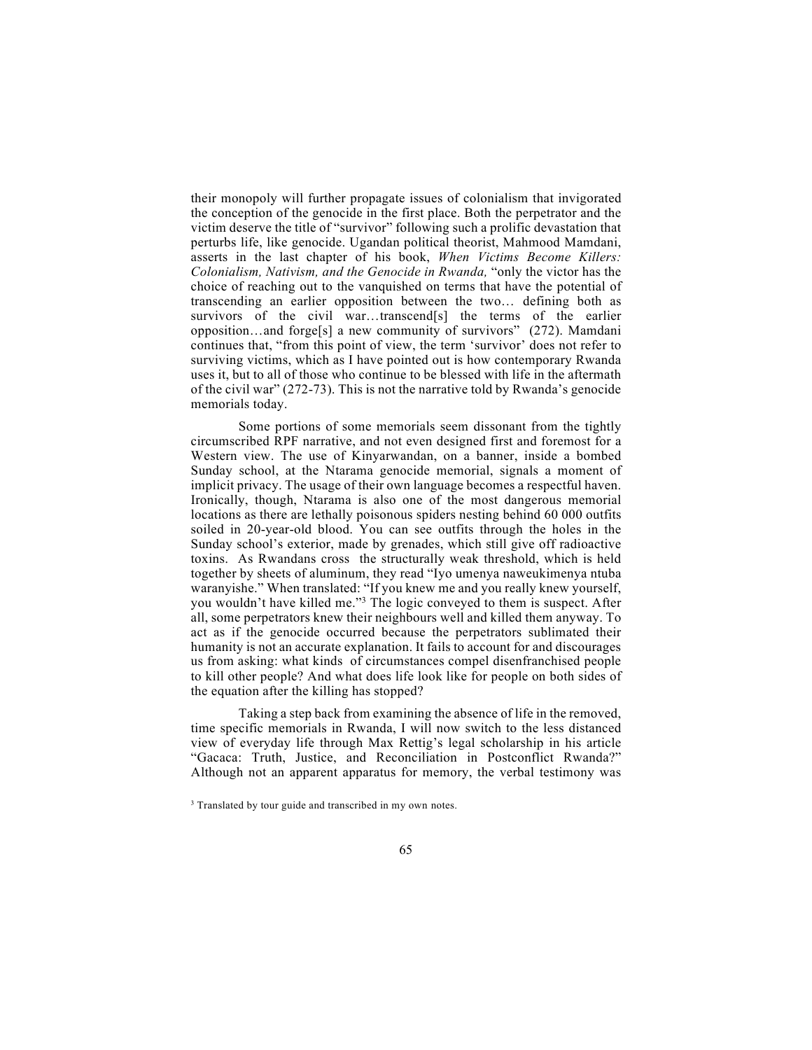their monopoly will further propagate issues of colonialism that invigorated the conception of the genocide in the first place. Both the perpetrator and the victim deserve the title of "survivor" following such a prolific devastation that perturbs life, like genocide. Ugandan political theorist, Mahmood Mamdani, asserts in the last chapter of his book, *When Victims Become Killers: Colonialism, Nativism, and the Genocide in Rwanda,* "only the victor has the choice of reaching out to the vanquished on terms that have the potential of transcending an earlier opposition between the two… defining both as survivors of the civil war…transcend[s] the terms of the earlier opposition…and forge[s] a new community of survivors" (272). Mamdani continues that, "from this point of view, the term 'survivor' does not refer to surviving victims, which as I have pointed out is how contemporary Rwanda uses it, but to all of those who continue to be blessed with life in the aftermath of the civil war" (272-73). This is not the narrative told by Rwanda's genocide memorials today.

Some portions of some memorials seem dissonant from the tightly circumscribed RPF narrative, and not even designed first and foremost for a Western view. The use of Kinyarwandan, on a banner, inside a bombed Sunday school, at the Ntarama genocide memorial, signals a moment of implicit privacy. The usage of their own language becomes a respectful haven. Ironically, though, Ntarama is also one of the most dangerous memorial locations as there are lethally poisonous spiders nesting behind 60 000 outfits soiled in 20-year-old blood. You can see outfits through the holes in the Sunday school's exterior, made by grenades, which still give off radioactive toxins. As Rwandans cross the structurally weak threshold, which is held together by sheets of aluminum, they read "Iyo umenya naweukimenya ntuba waranyishe." When translated: "If you knew me and you really knew yourself, you wouldn't have killed me."[3] The logic conveyed to them is suspect. After all, some perpetrators knew their neighbours well and killed them anyway. To act as if the genocide occurred because the perpetrators sublimated their humanity is not an accurate explanation. It fails to account for and discourages us from asking: what kinds of circumstances compel disenfranchised people to kill other people? And what does life look like for people on both sides of the equation after the killing has stopped?

Taking a step back from examining the absence of life in the removed, time specific memorials in Rwanda, I will now switch to the less distanced view of everyday life through Max Rettig's legal scholarship in his article "Gacaca: Truth, Justice, and Reconciliation in Postconflict Rwanda?" Although not an apparent apparatus for memory, the verbal testimony was

[3] Translated by tour guide and transcribed in my own notes.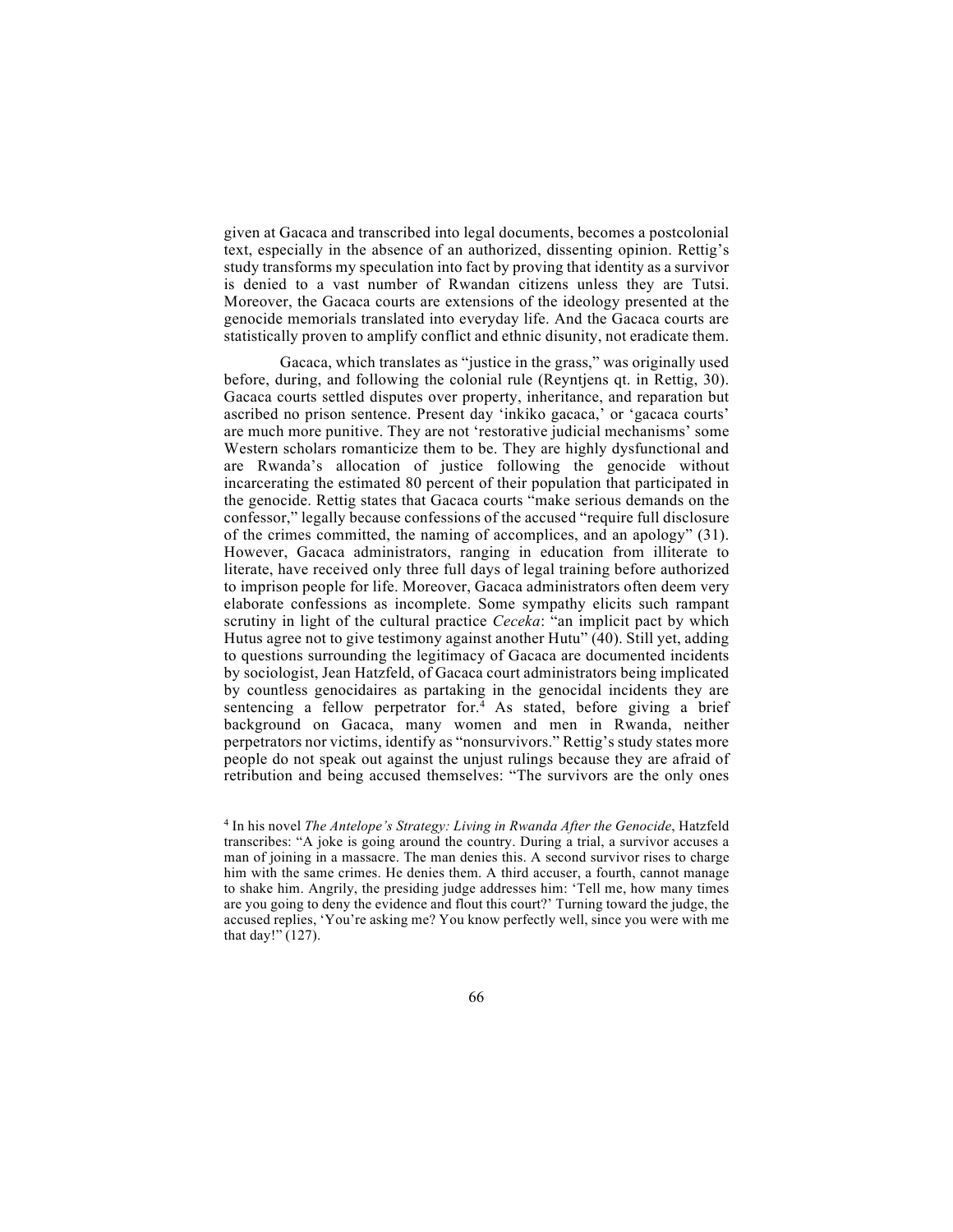given at Gacaca and transcribed into legal documents, becomes a postcolonial text, especially in the absence of an authorized, dissenting opinion. Rettig's study transforms my speculation into fact by proving that identity as a survivor is denied to a vast number of Rwandan citizens unless they are Tutsi. Moreover, the Gacaca courts are extensions of the ideology presented at the genocide memorials translated into everyday life. And the Gacaca courts are statistically proven to amplify conflict and ethnic disunity, not eradicate them.

Gacaca, which translates as "justice in the grass," was originally used before, during, and following the colonial rule (Reyntjens qt. in Rettig, 30). Gacaca courts settled disputes over property, inheritance, and reparation but ascribed no prison sentence. Present day 'inkiko gacaca,' or 'gacaca courts' are much more punitive. They are not 'restorative judicial mechanisms' some Western scholars romanticize them to be. They are highly dysfunctional and are Rwanda's allocation of justice following the genocide without incarcerating the estimated 80 percent of their population that participated in the genocide. Rettig states that Gacaca courts "make serious demands on the confessor," legally because confessions of the accused "require full disclosure of the crimes committed, the naming of accomplices, and an apology" (31). However, Gacaca administrators, ranging in education from illiterate to literate, have received only three full days of legal training before authorized to imprison people for life. Moreover, Gacaca administrators often deem very elaborate confessions as incomplete. Some sympathy elicits such rampant scrutiny in light of the cultural practice *Ceceka*: "an implicit pact by which Hutus agree not to give testimony against another Hutu" (40). Still yet, adding to questions surrounding the legitimacy of Gacaca are documented incidents by sociologist, Jean Hatzfeld, of Gacaca court administrators being implicated by countless genocidaires as partaking in the genocidal incidents they are sentencing a fellow perpetrator for.[4] As stated, before giving a brief background on Gacaca, many women and men in Rwanda, neither perpetrators nor victims, identify as "nonsurvivors." Rettig's study states more people do not speak out against the unjust rulings because they are afraid of retribution and being accused themselves: "The survivors are the only ones

[4] In his novel *The Antelope's Strategy: Living in Rwanda After the Genocide*, Hatzfeld transcribes: "A joke is going around the country. During a trial, a survivor accuses a man of joining in a massacre. The man denies this. A second survivor rises to charge him with the same crimes. He denies them. A third accuser, a fourth, cannot manage to shake him. Angrily, the presiding judge addresses him: 'Tell me, how many times are you going to deny the evidence and flout this court?' Turning toward the judge, the accused replies, 'You're asking me? You know perfectly well, since you were with me that day!" (127).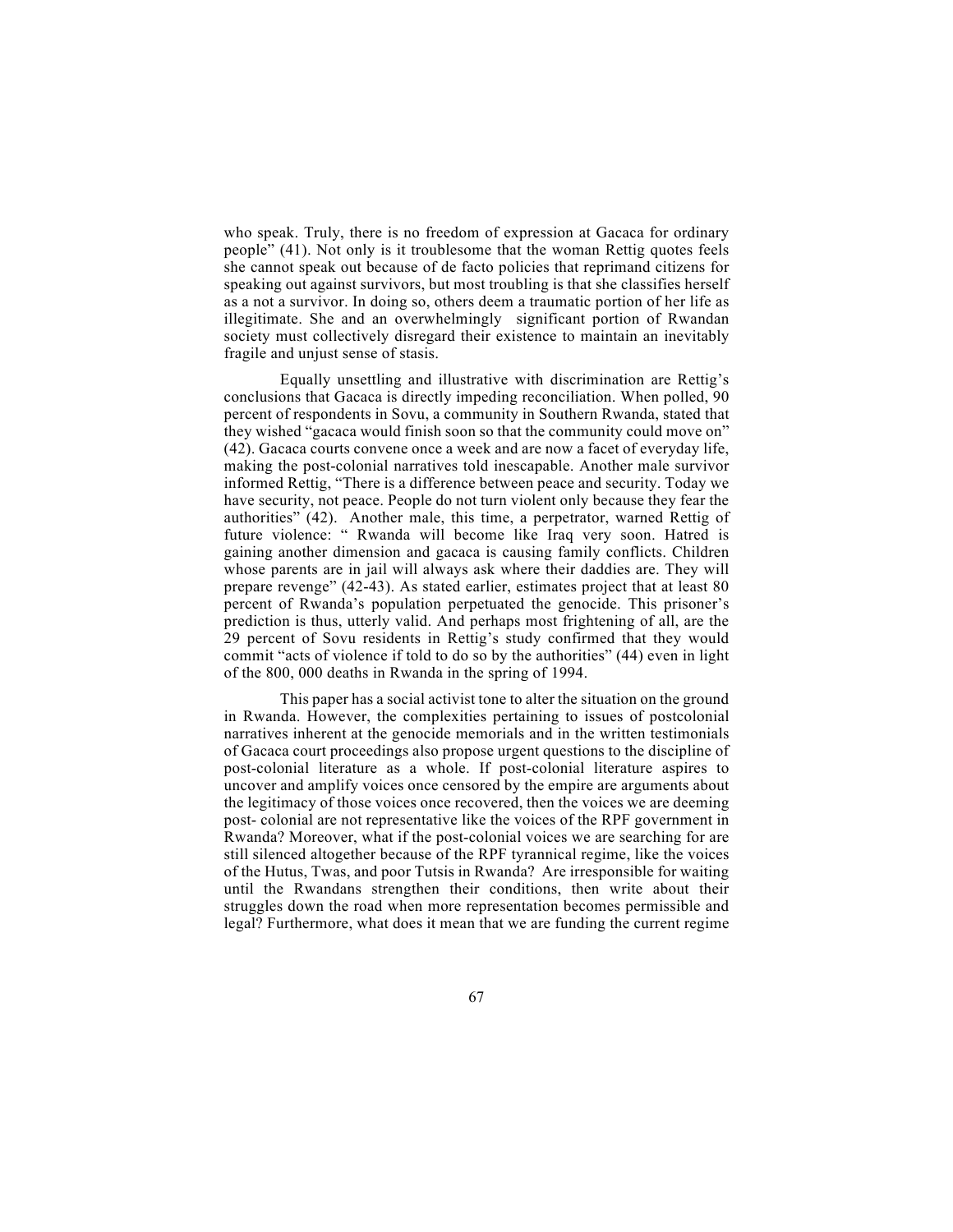who speak. Truly, there is no freedom of expression at Gacaca for ordinary people" (41). Not only is it troublesome that the woman Rettig quotes feels she cannot speak out because of de facto policies that reprimand citizens for speaking out against survivors, but most troubling is that she classifies herself as a not a survivor. In doing so, others deem a traumatic portion of her life as illegitimate. She and an overwhelmingly significant portion of Rwandan society must collectively disregard their existence to maintain an inevitably fragile and unjust sense of stasis.

Equally unsettling and illustrative with discrimination are Rettig's conclusions that Gacaca is directly impeding reconciliation. When polled, 90 percent of respondents in Sovu, a community in Southern Rwanda, stated that they wished "gacaca would finish soon so that the community could move on" (42). Gacaca courts convene once a week and are now a facet of everyday life, making the post-colonial narratives told inescapable. Another male survivor informed Rettig, "There is a difference between peace and security. Today we have security, not peace. People do not turn violent only because they fear the authorities" (42). Another male, this time, a perpetrator, warned Rettig of future violence: " Rwanda will become like Iraq very soon. Hatred is gaining another dimension and gacaca is causing family conflicts. Children whose parents are in jail will always ask where their daddies are. They will prepare revenge" (42-43). As stated earlier, estimates project that at least 80 percent of Rwanda's population perpetuated the genocide. This prisoner's prediction is thus, utterly valid. And perhaps most frightening of all, are the 29 percent of Sovu residents in Rettig's study confirmed that they would commit "acts of violence if told to do so by the authorities" (44) even in light of the 800, 000 deaths in Rwanda in the spring of 1994.

This paper has a social activist tone to alter the situation on the ground in Rwanda. However, the complexities pertaining to issues of postcolonial narratives inherent at the genocide memorials and in the written testimonials of Gacaca court proceedings also propose urgent questions to the discipline of post-colonial literature as a whole. If post-colonial literature aspires to uncover and amplify voices once censored by the empire are arguments about the legitimacy of those voices once recovered, then the voices we are deeming post- colonial are not representative like the voices of the RPF government in Rwanda? Moreover, what if the post-colonial voices we are searching for are still silenced altogether because of the RPF tyrannical regime, like the voices of the Hutus, Twas, and poor Tutsis in Rwanda? Are irresponsible for waiting until the Rwandans strengthen their conditions, then write about their struggles down the road when more representation becomes permissible and legal? Furthermore, what does it mean that we are funding the current regime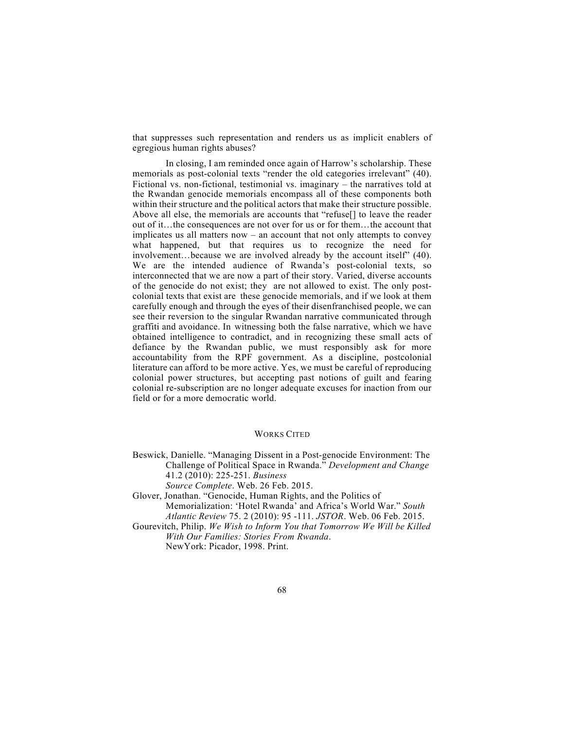that suppresses such representation and renders us as implicit enablers of egregious human rights abuses?

In closing, I am reminded once again of Harrow's scholarship. These memorials as post-colonial texts "render the old categories irrelevant" (40). Fictional vs. non-fictional, testimonial vs. imaginary – the narratives told at the Rwandan genocide memorials encompass all of these components both within their structure and the political actors that make their structure possible. Above all else, the memorials are accounts that "refuse[] to leave the reader out of it…the consequences are not over for us or for them…the account that implicates us all matters now – an account that not only attempts to convey what happened, but that requires us to recognize the need for involvement…because we are involved already by the account itself" (40). We are the intended audience of Rwanda's post-colonial texts, so interconnected that we are now a part of their story. Varied, diverse accounts of the genocide do not exist; they are not allowed to exist. The only post-colonial texts that exist are these genocide memorials, and if we look at them carefully enough and through the eyes of their disenfranchised people, we can see their reversion to the singular Rwandan narrative communicated through graffiti and avoidance. In witnessing both the false narrative, which we have obtained intelligence to contradict, and in recognizing these small acts of defiance by the Rwandan public, we must responsibly ask for more accountability from the RPF government. As a discipline, postcolonial literature can afford to be more active. Yes, we must be careful of reproducing colonial power structures, but accepting past notions of guilt and fearing colonial re-subscription are no longer adequate excuses for inaction from our field or for a more democratic world.

## WORKS CITED

Beswick, Danielle. "Managing Dissent in a Post-genocide Environment: The Challenge of Political Space in Rwanda." *Development and Change* 41.2 (2010): 225-251. *Business Source Complete*. Web. 26 Feb. 2015.

Glover, Jonathan. "Genocide, Human Rights, and the Politics of Memorialization: 'Hotel Rwanda' and Africa's World War." *South Atlantic Review* 75. 2 (2010): 95 -111. *JSTOR*. Web. 06 Feb. 2015.

Gourevitch, Philip. *We Wish to Inform You that Tomorrow We Will be Killed With Our Families: Stories From Rwanda*. NewYork: Picador, 1998. Print.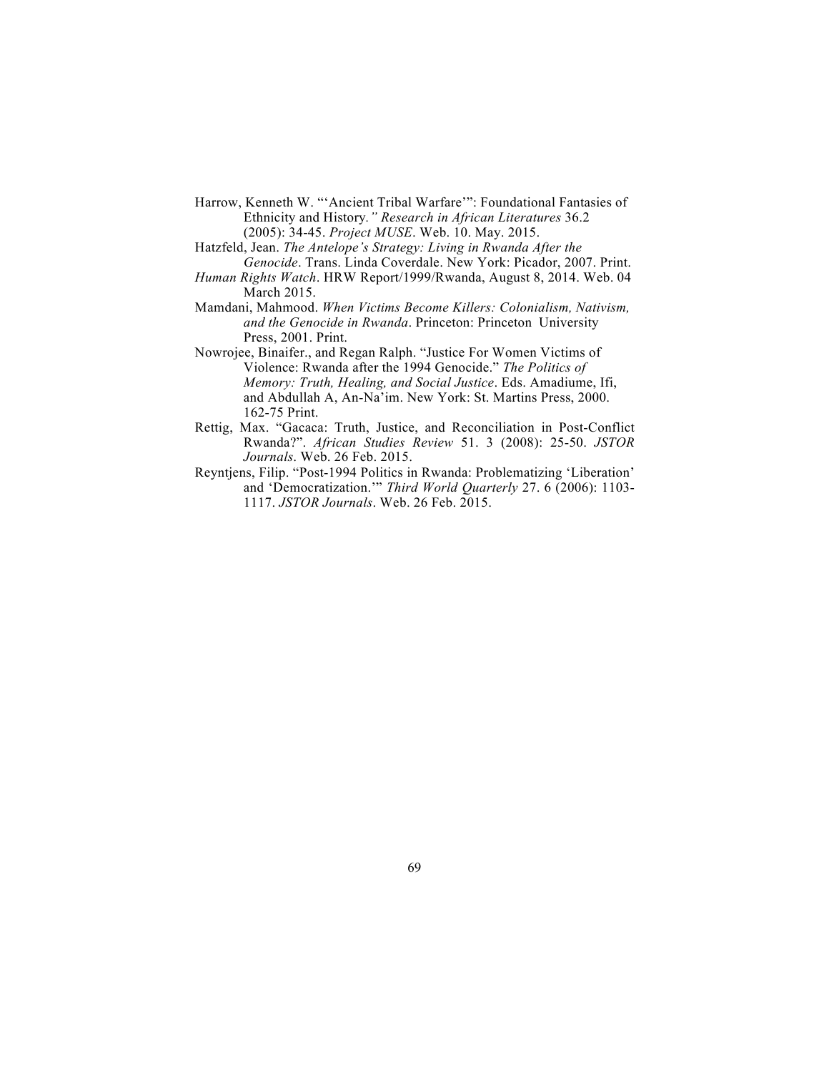Harrow, Kenneth W. "'Ancient Tribal Warfare'": Foundational Fantasies of Ethnicity and History*." Research in African Literatures* 36.2 (2005): 34-45. *Project MUSE*. Web. 10. May. 2015.

Hatzfeld, Jean. *The Antelope's Strategy: Living in Rwanda After the Genocide*. Trans. Linda Coverdale. New York: Picador, 2007. Print.

*Human Rights Watch*. HRW Report/1999/Rwanda, August 8, 2014. Web. 04 March 2015.

Mamdani, Mahmood. *When Victims Become Killers: Colonialism, Nativism, and the Genocide in Rwanda*. Princeton: Princeton University Press, 2001. Print.

Nowrojee, Binaifer., and Regan Ralph. "Justice For Women Victims of Violence: Rwanda after the 1994 Genocide." *The Politics of Memory: Truth, Healing, and Social Justice*. Eds. Amadiume, Ifi, and Abdullah A, An-Na'im. New York: St. Martins Press, 2000. 162-75 Print.

Rettig, Max. "Gacaca: Truth, Justice, and Reconciliation in Post-Conflict Rwanda?". *African Studies Review* 51. 3 (2008): 25-50. *JSTOR Journals*. Web. 26 Feb. 2015.

Reyntjens, Filip. "Post-1994 Politics in Rwanda: Problematizing 'Liberation' and 'Democratization.'" *Third World Quarterly* 27. 6 (2006): 1103-1117. *JSTOR Journals*. Web. 26 Feb. 2015.